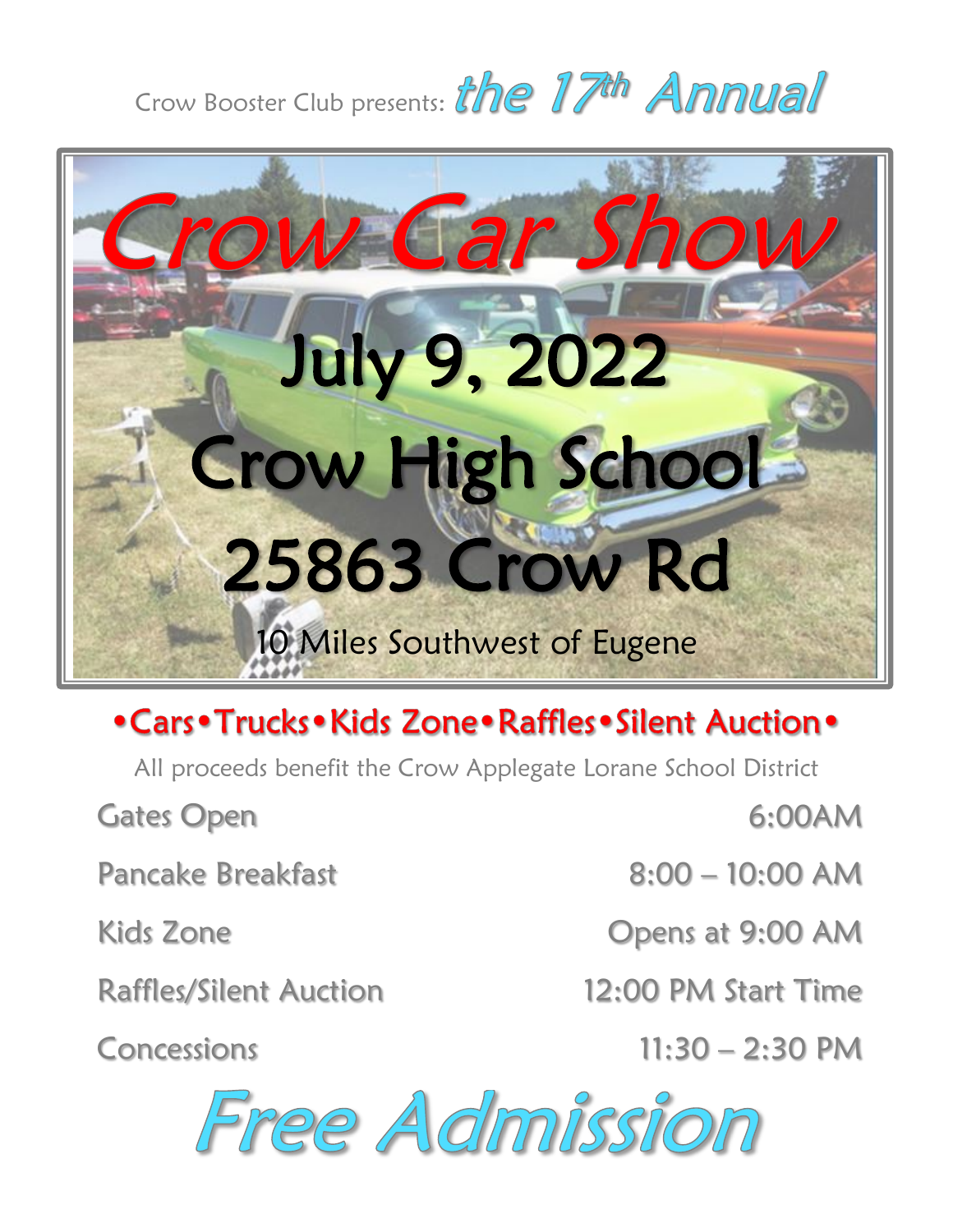Crow Booster Club presents: *the 17th Annual*

# Crow Car Show

## July 9, 2022

## Crow High School

## 25863 Crow Rd

10 Miles Southwest of Eugene

**•Cars•Trucks•Kids Zone•Raffles•Silent Auction•**

All proceeds benefit the Crow Applegate Lorane School District

| | |
|---|---|
| Gates Open | 6:00AM |
| Pancake Breakfast | 8:00 – 10:00 AM |
| Kids Zone | Opens at 9:00 AM |
| Raffles/Silent Auction | 12:00 PM Start Time |
| Concessions | 11:30 – 2:30 PM |

# *Free Admission*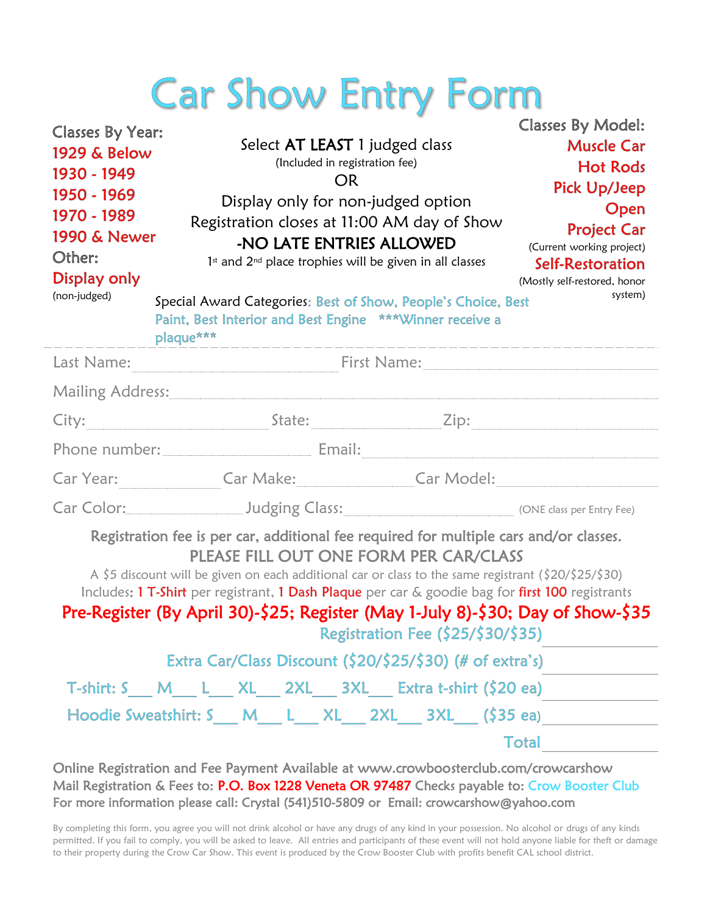# Car Show Entry Form

**Classes By Year:**

- 1929 & Below
- 1930 - 1949
- 1950 - 1969
- 1970 - 1989
- 1990 & Newer

**Other:**

- Display only
  (non-judged)

Select **AT LEAST** 1 judged class
(Included in registration fee)
OR
Display only for non-judged option
Registration closes at 11:00 AM day of Show
**-NO LATE ENTRIES ALLOWED**
1st and 2nd place trophies will be given in all classes

**Classes By Model:**

- Muscle Car
- Hot Rods
- Pick Up/Jeep
- Open
- Project Car
  (Current working project)
- Self-Restoration
  (Mostly self-restored, honor system)

Special Award Categories: Best of Show, People's Choice, Best Paint, Best Interior and Best Engine ***Winner receive a plaque***

---

Last Name: ______________________ First Name: ______________________

Mailing Address: ______________________________________________

City: ______________ State: ______________ Zip: ______________

Phone number: ______________ Email: ______________________

Car Year: __________ Car Make: __________ Car Model: __________

Car Color: __________ Judging Class: ______________ (ONE class per Entry Fee)

**Registration fee is per car, additional fee required for multiple cars and/or classes.**
**PLEASE FILL OUT ONE FORM PER CAR/CLASS**

A $5 discount will be given on each additional car or class to the same registrant ($20/$25/$30)
Includes: 1 T-Shirt per registrant, 1 Dash Plaque per car & goodie bag for first 100 registrants

**Pre-Register (By April 30)-$25; Register (May 1-July 8)-$30; Day of Show-$35**

Registration Fee ($25/$30/$35) ______________

Extra Car/Class Discount ($20/$25/$30) (# of extra's) ______________

T-shirt: S___ M___ L___ XL___ 2XL___ 3XL___ Extra t-shirt ($20 ea) ______________

Hoodie Sweatshirt: S___ M___ L___ XL___ 2XL___ 3XL___ ($35 ea) ______________

Total ______________

Online Registration and Fee Payment Available at www.crowboosterclub.com/crowcarshow
Mail Registration & Fees to: P.O. Box 1228 Veneta OR 97487 Checks payable to: Crow Booster Club
For more information please call: Crystal (541)510-5809 or Email: crowcarshow@yahoo.com

By completing this form, you agree you will not drink alcohol or have any drugs of any kind in your possession. No alcohol or drugs of any kinds permitted. If you fail to comply, you will be asked to leave. All entries and participants of these event will not hold anyone liable for theft or damage to their property during the Crow Car Show. This event is produced by the Crow Booster Club with profits benefit CAL school district.